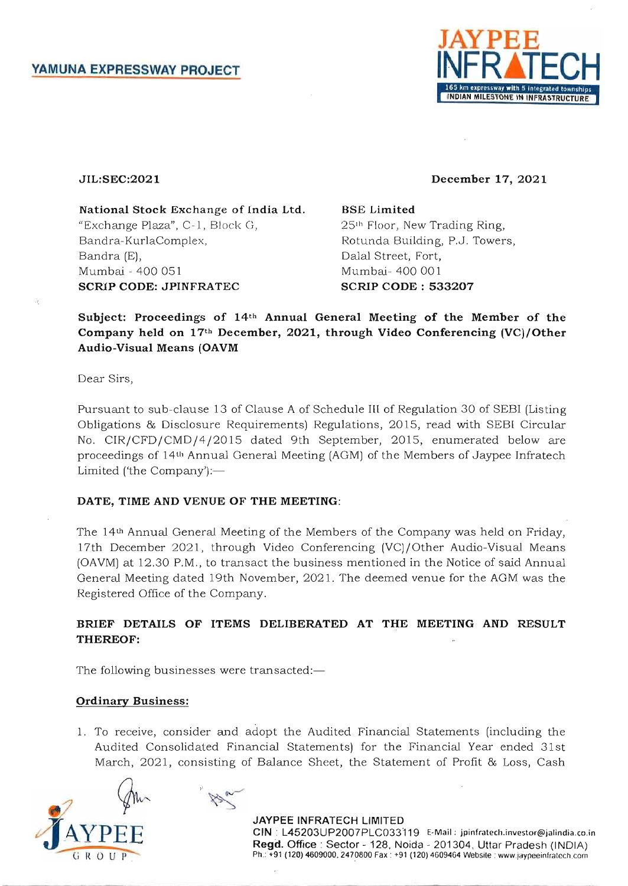YAMUNA EXPRESSWAY PROJECT

JIL:SEC:2021

December 17, 2021

**National Stock Exchange of India Ltd.**
"Exchange Plaza", C-1, Block G,
Bandra-KurlaComplex,
Bandra (E),
Mumbai - 400 051
**SCRIP CODE: JPINFRATEC**

**BSE Limited**
25th Floor, New Trading Ring,
Rotunda Building, P.J. Towers,
Dalal Street, Fort,
Mumbai- 400 001
**SCRIP CODE : 533207**

**Subject: Proceedings of 14th Annual General Meeting of the Member of the Company held on 17th December, 2021, through Video Conferencing (VC)/Other Audio-Visual Means (OAVM**

Dear Sirs,

Pursuant to sub-clause 13 of Clause A of Schedule III of Regulation 30 of SEBI (Listing Obligations & Disclosure Requirements) Regulations, 2015, read with SEBI Circular No. CIR/CFD/CMD/4/2015 dated 9th September, 2015, enumerated below are proceedings of 14th Annual General Meeting (AGM) of the Members of Jaypee Infratech Limited ('the Company'):—

**DATE, TIME AND VENUE OF THE MEETING**:

The 14th Annual General Meeting of the Members of the Company was held on Friday, 17th December 2021, through Video Conferencing (VC)/Other Audio-Visual Means (OAVM) at 12.30 P.M., to transact the business mentioned in the Notice of said Annual General Meeting dated 19th November, 2021. The deemed venue for the AGM was the Registered Office of the Company.

**BRIEF DETAILS OF ITEMS DELIBERATED AT THE MEETING AND RESULT THEREOF:**

The following businesses were transacted:—

**Ordinary Business:**

1. To receive, consider and adopt the Audited Financial Statements (including the Audited Consolidated Financial Statements) for the Financial Year ended 31st March, 2021, consisting of Balance Sheet, the Statement of Profit & Loss, Cash

**JAYPEE INFRATECH LIMITED**
CIN : L45203UP2007PLC033119 E-Mail : jpinfratech.investor@jalindia.co.in
**Regd. Office** : Sector - 128, Noida - 201304, Uttar Pradesh (INDIA)
Ph.: +91 (120) 4609000, 2470800 Fax : +91 (120) 4609464 Website : www.jaypeeinfratech.com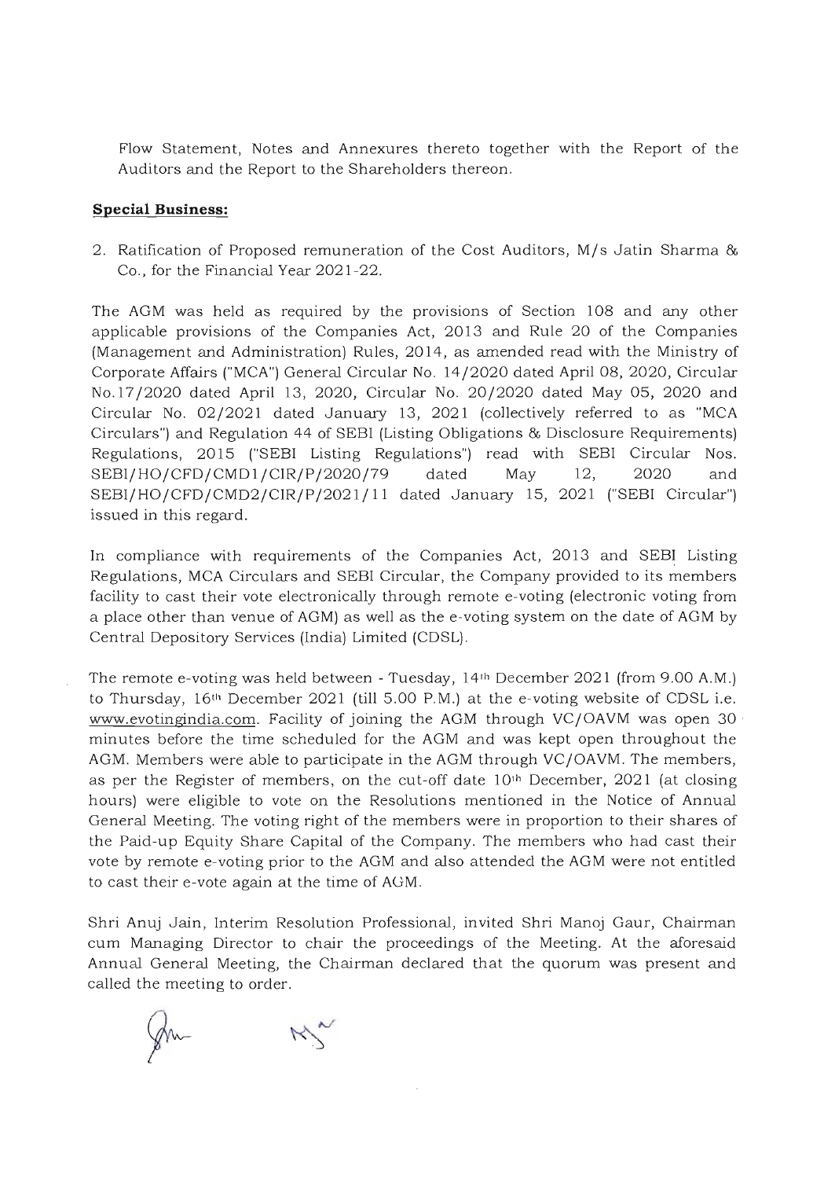Flow Statement, Notes and Annexures thereto together with the Report of the Auditors and the Report to the Shareholders thereon.

**Special Business:**

2. Ratification of Proposed remuneration of the Cost Auditors, M/s Jatin Sharma & Co., for the Financial Year 2021-22.

The AGM was held as required by the provisions of Section 108 and any other applicable provisions of the Companies Act, 2013 and Rule 20 of the Companies (Management and Administration) Rules, 2014, as amended read with the Ministry of Corporate Affairs ("MCA") General Circular No. 14/2020 dated April 08, 2020, Circular No.17/2020 dated April 13, 2020, Circular No. 20/2020 dated May 05, 2020 and Circular No. 02/2021 dated January 13, 2021 (collectively referred to as "MCA Circulars") and Regulation 44 of SEBI (Listing Obligations & Disclosure Requirements) Regulations, 2015 ("SEBI Listing Regulations") read with SEBI Circular Nos. SEBI/HO/CFD/CMD1/CIR/P/2020/79 dated May 12, 2020 and SEBI/HO/CFD/CMD2/CIR/P/2021/11 dated January 15, 2021 ("SEBI Circular") issued in this regard.

In compliance with requirements of the Companies Act, 2013 and SEBI Listing Regulations, MCA Circulars and SEBI Circular, the Company provided to its members facility to cast their vote electronically through remote e-voting (electronic voting from a place other than venue of AGM) as well as the e-voting system on the date of AGM by Central Depository Services (India) Limited (CDSL).

The remote e-voting was held between - Tuesday, 14th December 2021 (from 9.00 A.M.) to Thursday, 16th December 2021 (till 5.00 P.M.) at the e-voting website of CDSL i.e. www.evotingindia.com. Facility of joining the AGM through VC/OAVM was open 30 minutes before the time scheduled for the AGM and was kept open throughout the AGM. Members were able to participate in the AGM through VC/OAVM. The members, as per the Register of members, on the cut-off date 10th December, 2021 (at closing hours) were eligible to vote on the Resolutions mentioned in the Notice of Annual General Meeting. The voting right of the members were in proportion to their shares of the Paid-up Equity Share Capital of the Company. The members who had cast their vote by remote e-voting prior to the AGM and also attended the AGM were not entitled to cast their e-vote again at the time of AGM.

Shri Anuj Jain, Interim Resolution Professional, invited Shri Manoj Gaur, Chairman cum Managing Director to chair the proceedings of the Meeting. At the aforesaid Annual General Meeting, the Chairman declared that the quorum was present and called the meeting to order.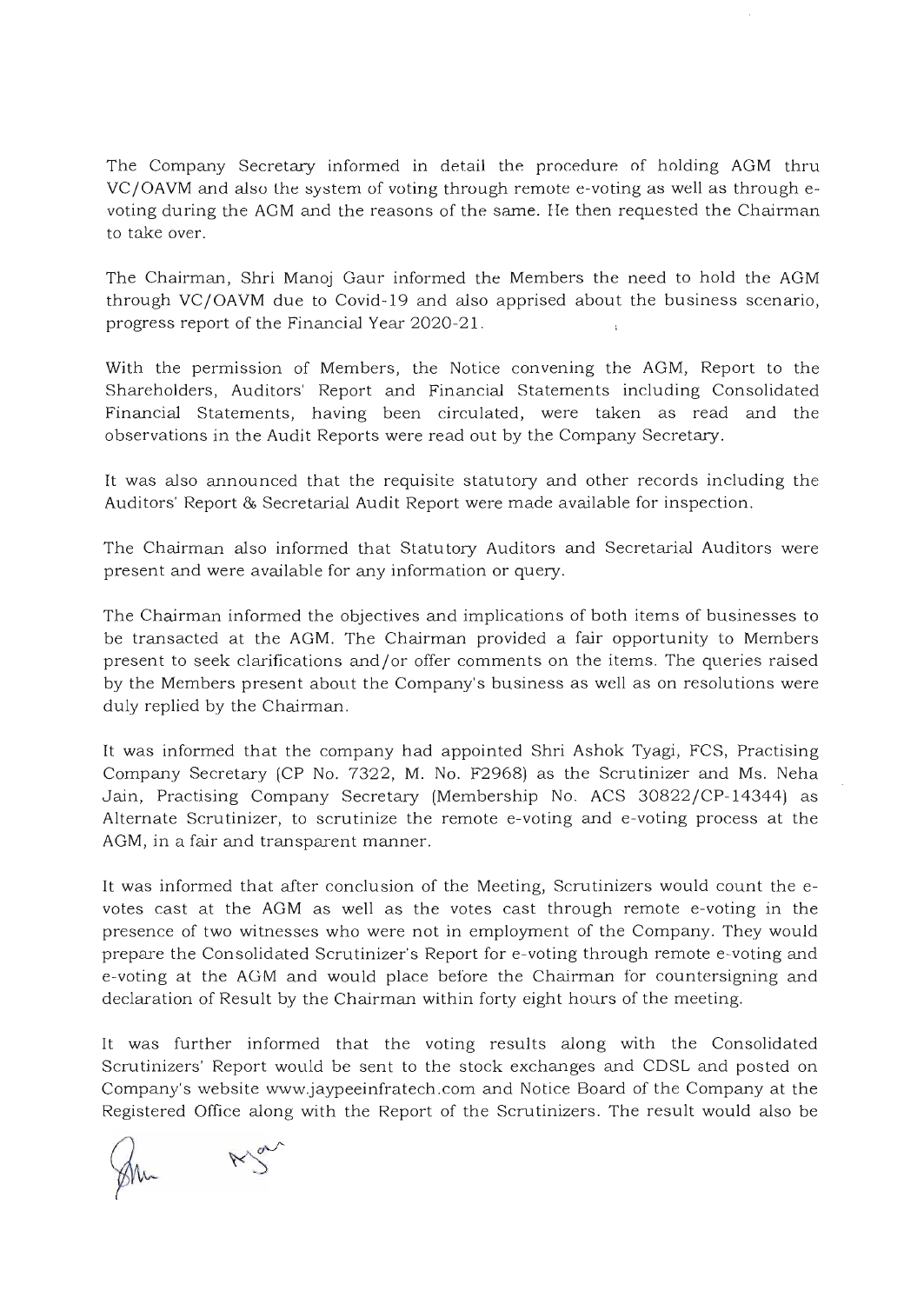The Company Secretary informed in detail the procedure of holding AGM thru VC/OAVM and also the system of voting through remote e-voting as well as through e-voting during the AGM and the reasons of the same. He then requested the Chairman to take over.

The Chairman, Shri Manoj Gaur informed the Members the need to hold the AGM through VC/OAVM due to Covid-19 and also apprised about the business scenario, progress report of the Financial Year 2020-21.

With the permission of Members, the Notice convening the AGM, Report to the Shareholders, Auditors' Report and Financial Statements including Consolidated Financial Statements, having been circulated, were taken as read and the observations in the Audit Reports were read out by the Company Secretary.

It was also announced that the requisite statutory and other records including the Auditors' Report & Secretarial Audit Report were made available for inspection.

The Chairman also informed that Statutory Auditors and Secretarial Auditors were present and were available for any information or query.

The Chairman informed the objectives and implications of both items of businesses to be transacted at the AGM. The Chairman provided a fair opportunity to Members present to seek clarifications and/or offer comments on the items. The queries raised by the Members present about the Company's business as well as on resolutions were duly replied by the Chairman.

It was informed that the company had appointed Shri Ashok Tyagi, FCS, Practising Company Secretary (CP No. 7322, M. No. F2968) as the Scrutinizer and Ms. Neha Jain, Practising Company Secretary (Membership No. ACS 30822/CP-14344) as Alternate Scrutinizer, to scrutinize the remote e-voting and e-voting process at the AGM, in a fair and transparent manner.

It was informed that after conclusion of the Meeting, Scrutinizers would count the e-votes cast at the AGM as well as the votes cast through remote e-voting in the presence of two witnesses who were not in employment of the Company. They would prepare the Consolidated Scrutinizer's Report for e-voting through remote e-voting and e-voting at the AGM and would place before the Chairman for countersigning and declaration of Result by the Chairman within forty eight hours of the meeting.

It was further informed that the voting results along with the Consolidated Scrutinizers' Report would be sent to the stock exchanges and CDSL and posted on Company's website www.jaypeeinfratech.com and Notice Board of the Company at the Registered Office along with the Report of the Scrutinizers. The result would also be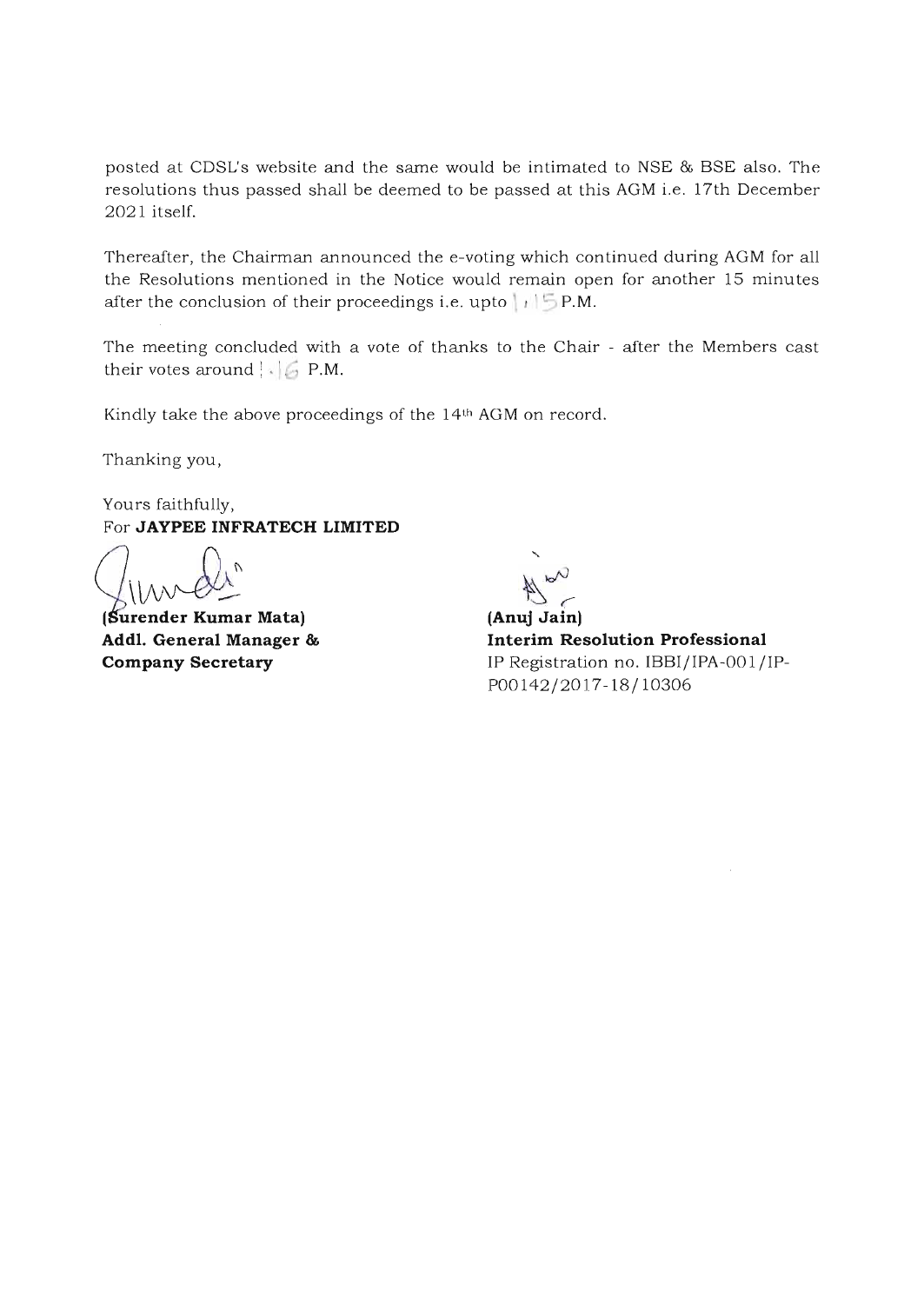posted at CDSL's website and the same would be intimated to NSE & BSE also. The resolutions thus passed shall be deemed to be passed at this AGM i.e. 17th December 2021 itself.

Thereafter, the Chairman announced the e-voting which continued during AGM for all the Resolutions mentioned in the Notice would remain open for another 15 minutes after the conclusion of their proceedings i.e. upto 1.15 P.M.

The meeting concluded with a vote of thanks to the Chair - after the Members cast their votes around 1.16 P.M.

Kindly take the above proceedings of the 14th AGM on record.

Thanking you,

Yours faithfully,
For **JAYPEE INFRATECH LIMITED**

**(Surender Kumar Mata)**
**Addl. General Manager &**
**Company Secretary**

**(Anuj Jain)**
**Interim Resolution Professional**
IP Registration no. IBBI/IPA-001/IP-P00142/2017-18/10306